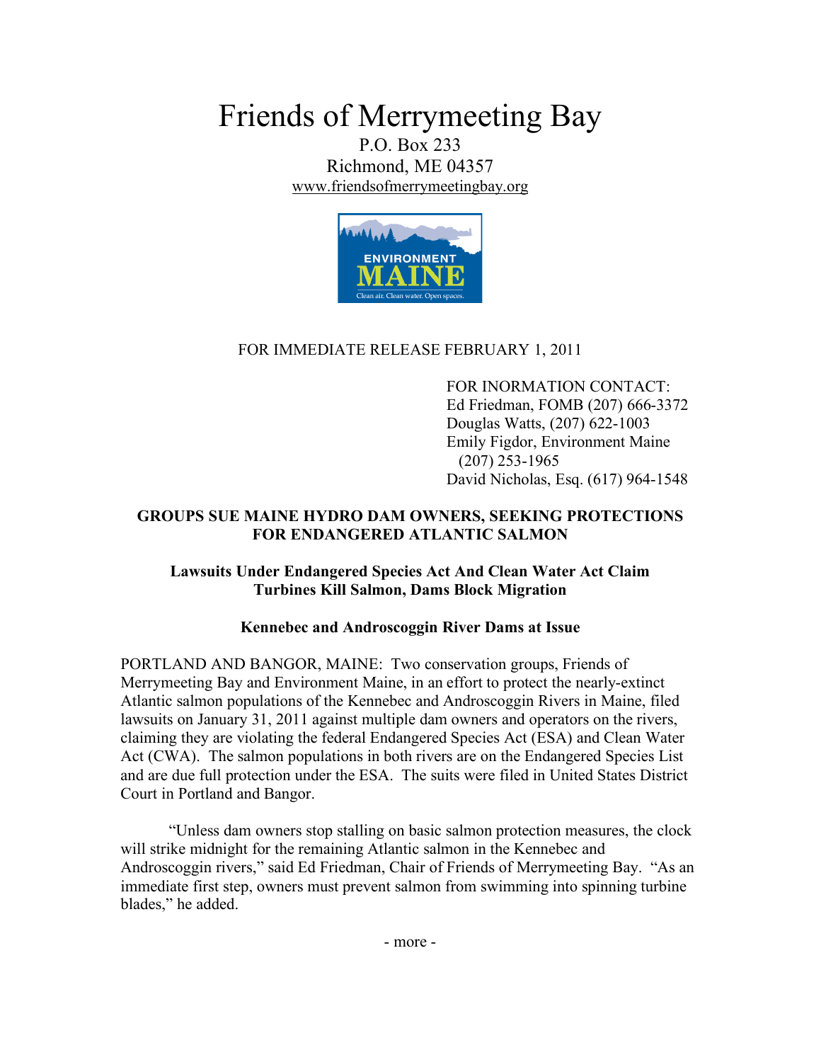# Friends of Merrymeeting Bay

P.O. Box 233
Richmond, ME 04357
www.friendsofmerrymeetingbay.org

ENVIRONMENT MAINE
Clean air. Clean water. Open spaces.

FOR IMMEDIATE RELEASE FEBRUARY 1, 2011

FOR INORMATION CONTACT:
Ed Friedman, FOMB (207) 666-3372
Douglas Watts, (207) 622-1003
Emily Figdor, Environment Maine (207) 253-1965
David Nicholas, Esq. (617) 964-1548

## GROUPS SUE MAINE HYDRO DAM OWNERS, SEEKING PROTECTIONS FOR ENDANGERED ATLANTIC SALMON

### Lawsuits Under Endangered Species Act And Clean Water Act Claim Turbines Kill Salmon, Dams Block Migration

### Kennebec and Androscoggin River Dams at Issue

PORTLAND AND BANGOR, MAINE: Two conservation groups, Friends of Merrymeeting Bay and Environment Maine, in an effort to protect the nearly-extinct Atlantic salmon populations of the Kennebec and Androscoggin Rivers in Maine, filed lawsuits on January 31, 2011 against multiple dam owners and operators on the rivers, claiming they are violating the federal Endangered Species Act (ESA) and Clean Water Act (CWA). The salmon populations in both rivers are on the Endangered Species List and are due full protection under the ESA. The suits were filed in United States District Court in Portland and Bangor.

"Unless dam owners stop stalling on basic salmon protection measures, the clock will strike midnight for the remaining Atlantic salmon in the Kennebec and Androscoggin rivers," said Ed Friedman, Chair of Friends of Merrymeeting Bay. "As an immediate first step, owners must prevent salmon from swimming into spinning turbine blades," he added.

- more -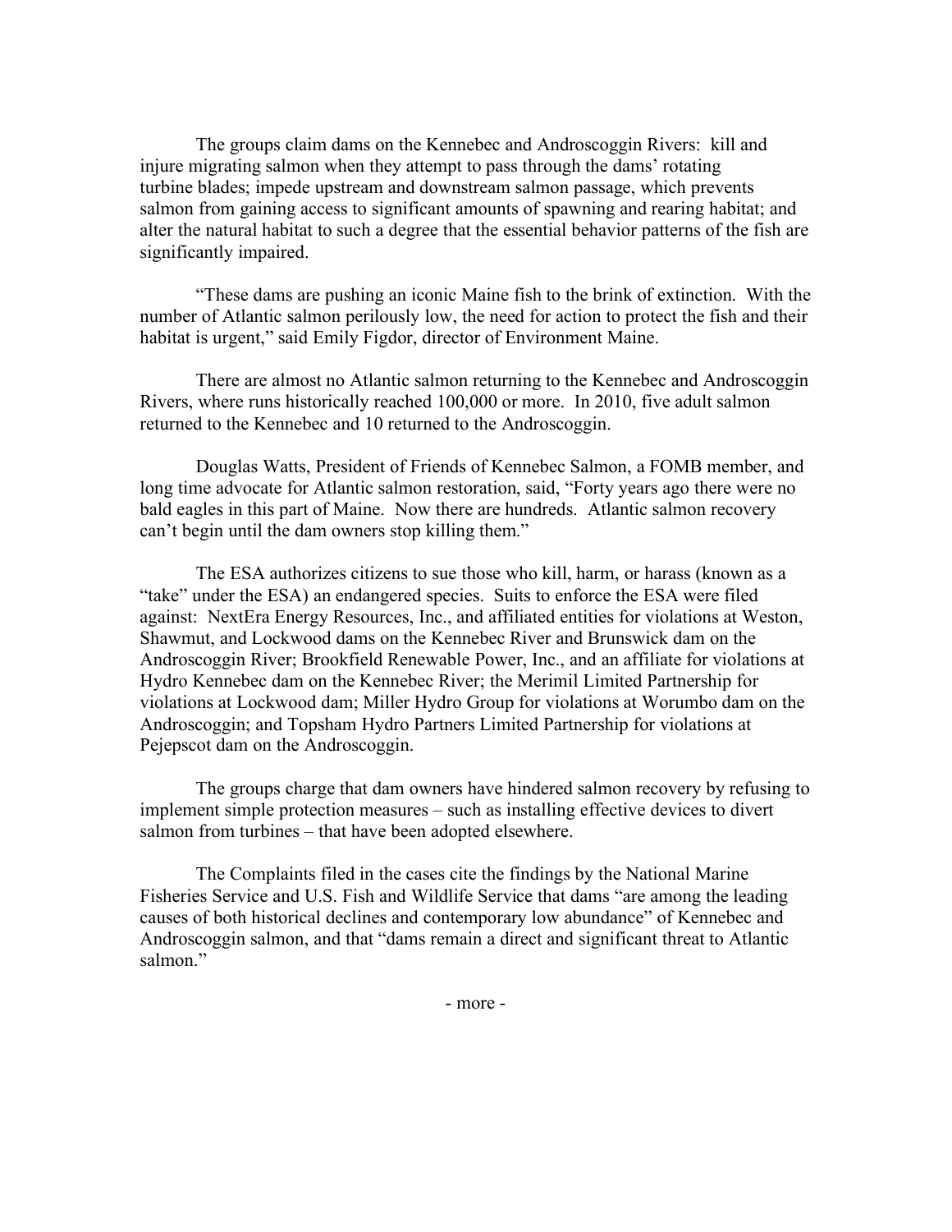The groups claim dams on the Kennebec and Androscoggin Rivers: kill and injure migrating salmon when they attempt to pass through the dams' rotating turbine blades; impede upstream and downstream salmon passage, which prevents salmon from gaining access to significant amounts of spawning and rearing habitat; and alter the natural habitat to such a degree that the essential behavior patterns of the fish are significantly impaired.

"These dams are pushing an iconic Maine fish to the brink of extinction. With the number of Atlantic salmon perilously low, the need for action to protect the fish and their habitat is urgent," said Emily Figdor, director of Environment Maine.

There are almost no Atlantic salmon returning to the Kennebec and Androscoggin Rivers, where runs historically reached 100,000 or more. In 2010, five adult salmon returned to the Kennebec and 10 returned to the Androscoggin.

Douglas Watts, President of Friends of Kennebec Salmon, a FOMB member, and long time advocate for Atlantic salmon restoration, said, "Forty years ago there were no bald eagles in this part of Maine. Now there are hundreds. Atlantic salmon recovery can't begin until the dam owners stop killing them."

The ESA authorizes citizens to sue those who kill, harm, or harass (known as a "take" under the ESA) an endangered species. Suits to enforce the ESA were filed against: NextEra Energy Resources, Inc., and affiliated entities for violations at Weston, Shawmut, and Lockwood dams on the Kennebec River and Brunswick dam on the Androscoggin River; Brookfield Renewable Power, Inc., and an affiliate for violations at Hydro Kennebec dam on the Kennebec River; the Merimil Limited Partnership for violations at Lockwood dam; Miller Hydro Group for violations at Worumbo dam on the Androscoggin; and Topsham Hydro Partners Limited Partnership for violations at Pejepscot dam on the Androscoggin.

The groups charge that dam owners have hindered salmon recovery by refusing to implement simple protection measures – such as installing effective devices to divert salmon from turbines – that have been adopted elsewhere.

The Complaints filed in the cases cite the findings by the National Marine Fisheries Service and U.S. Fish and Wildlife Service that dams "are among the leading causes of both historical declines and contemporary low abundance" of Kennebec and Androscoggin salmon, and that "dams remain a direct and significant threat to Atlantic salmon."

- more -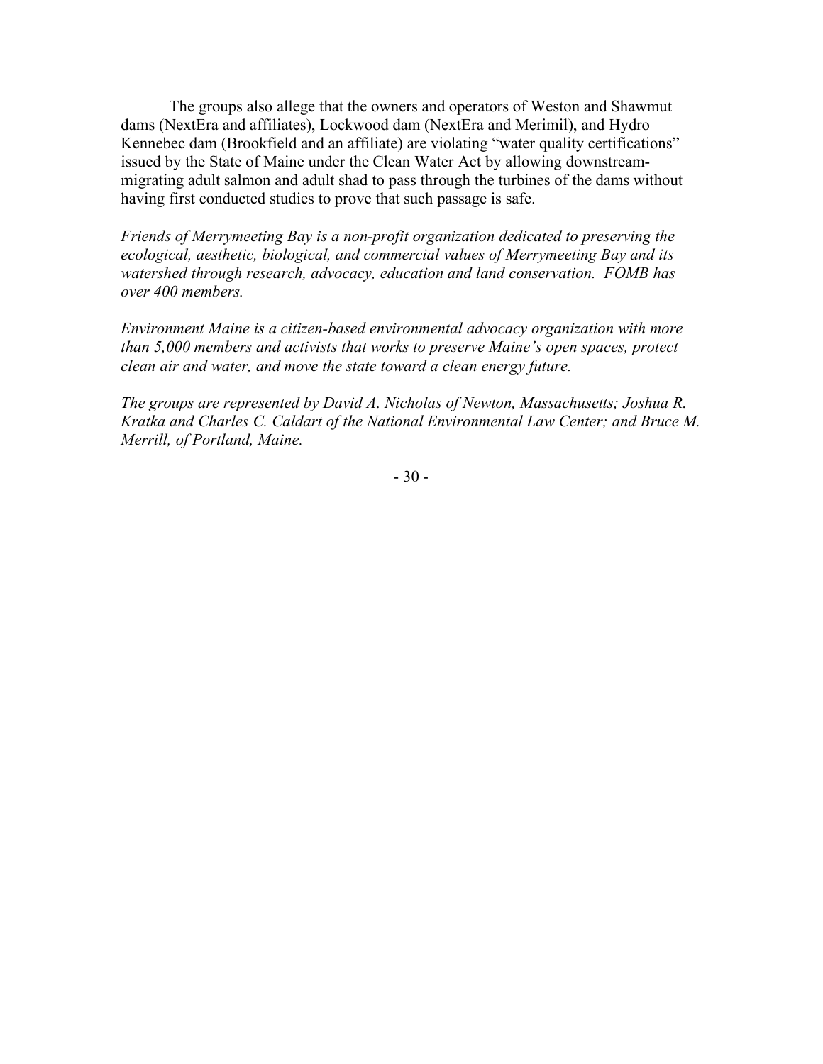The groups also allege that the owners and operators of Weston and Shawmut dams (NextEra and affiliates), Lockwood dam (NextEra and Merimil), and Hydro Kennebec dam (Brookfield and an affiliate) are violating "water quality certifications" issued by the State of Maine under the Clean Water Act by allowing downstream-migrating adult salmon and adult shad to pass through the turbines of the dams without having first conducted studies to prove that such passage is safe.

*Friends of Merrymeeting Bay is a non-profit organization dedicated to preserving the ecological, aesthetic, biological, and commercial values of Merrymeeting Bay and its watershed through research, advocacy, education and land conservation. FOMB has over 400 members.*

*Environment Maine is a citizen-based environmental advocacy organization with more than 5,000 members and activists that works to preserve Maine's open spaces, protect clean air and water, and move the state toward a clean energy future.*

*The groups are represented by David A. Nicholas of Newton, Massachusetts; Joshua R. Kratka and Charles C. Caldart of the National Environmental Law Center; and Bruce M. Merrill, of Portland, Maine.*